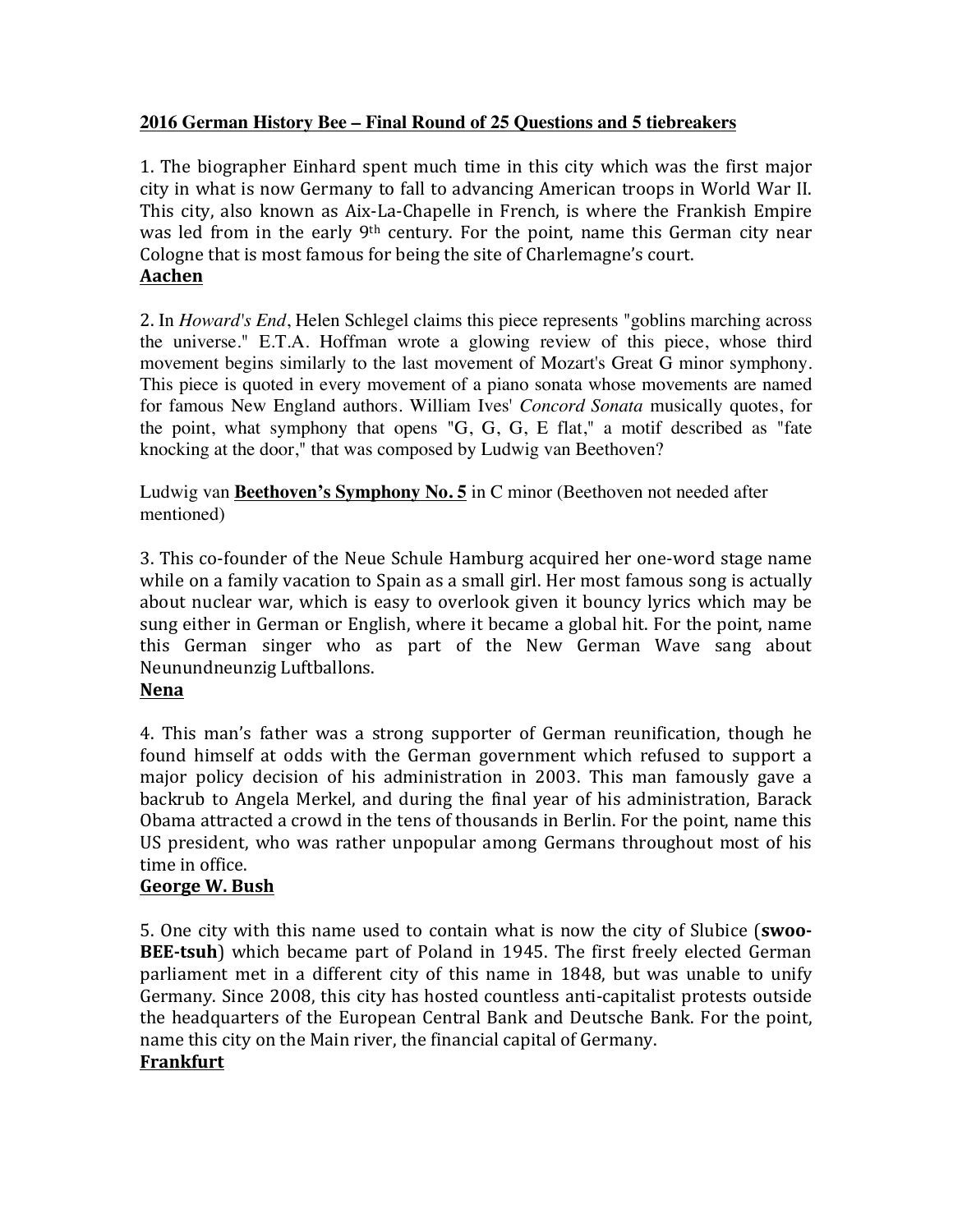**2016 German History Bee – Final Round of 25 Questions and 5 tiebreakers**

1. The biographer Einhard spent much time in this city which was the first major city in what is now Germany to fall to advancing American troops in World War II. This city, also known as Aix-La-Chapelle in French, is where the Frankish Empire was led from in the early 9th century. For the point, name this German city near Cologne that is most famous for being the site of Charlemagne's court.
**Aachen**

2. In *Howard's End*, Helen Schlegel claims this piece represents "goblins marching across the universe." E.T.A. Hoffman wrote a glowing review of this piece, whose third movement begins similarly to the last movement of Mozart's Great G minor symphony. This piece is quoted in every movement of a piano sonata whose movements are named for famous New England authors. William Ives' *Concord Sonata* musically quotes, for the point, what symphony that opens "G, G, G, E flat," a motif described as "fate knocking at the door," that was composed by Ludwig van Beethoven?

Ludwig van **Beethoven's Symphony No. 5** in C minor (Beethoven not needed after mentioned)

3. This co-founder of the Neue Schule Hamburg acquired her one-word stage name while on a family vacation to Spain as a small girl. Her most famous song is actually about nuclear war, which is easy to overlook given it bouncy lyrics which may be sung either in German or English, where it became a global hit. For the point, name this German singer who as part of the New German Wave sang about Neunundneunzig Luftballons.
**Nena**

4. This man's father was a strong supporter of German reunification, though he found himself at odds with the German government which refused to support a major policy decision of his administration in 2003. This man famously gave a backrub to Angela Merkel, and during the final year of his administration, Barack Obama attracted a crowd in the tens of thousands in Berlin. For the point, name this US president, who was rather unpopular among Germans throughout most of his time in office.
**George W. Bush**

5. One city with this name used to contain what is now the city of Slubice (**swoo-BEE-tsuh**) which became part of Poland in 1945. The first freely elected German parliament met in a different city of this name in 1848, but was unable to unify Germany. Since 2008, this city has hosted countless anti-capitalist protests outside the headquarters of the European Central Bank and Deutsche Bank. For the point, name this city on the Main river, the financial capital of Germany.
**Frankfurt**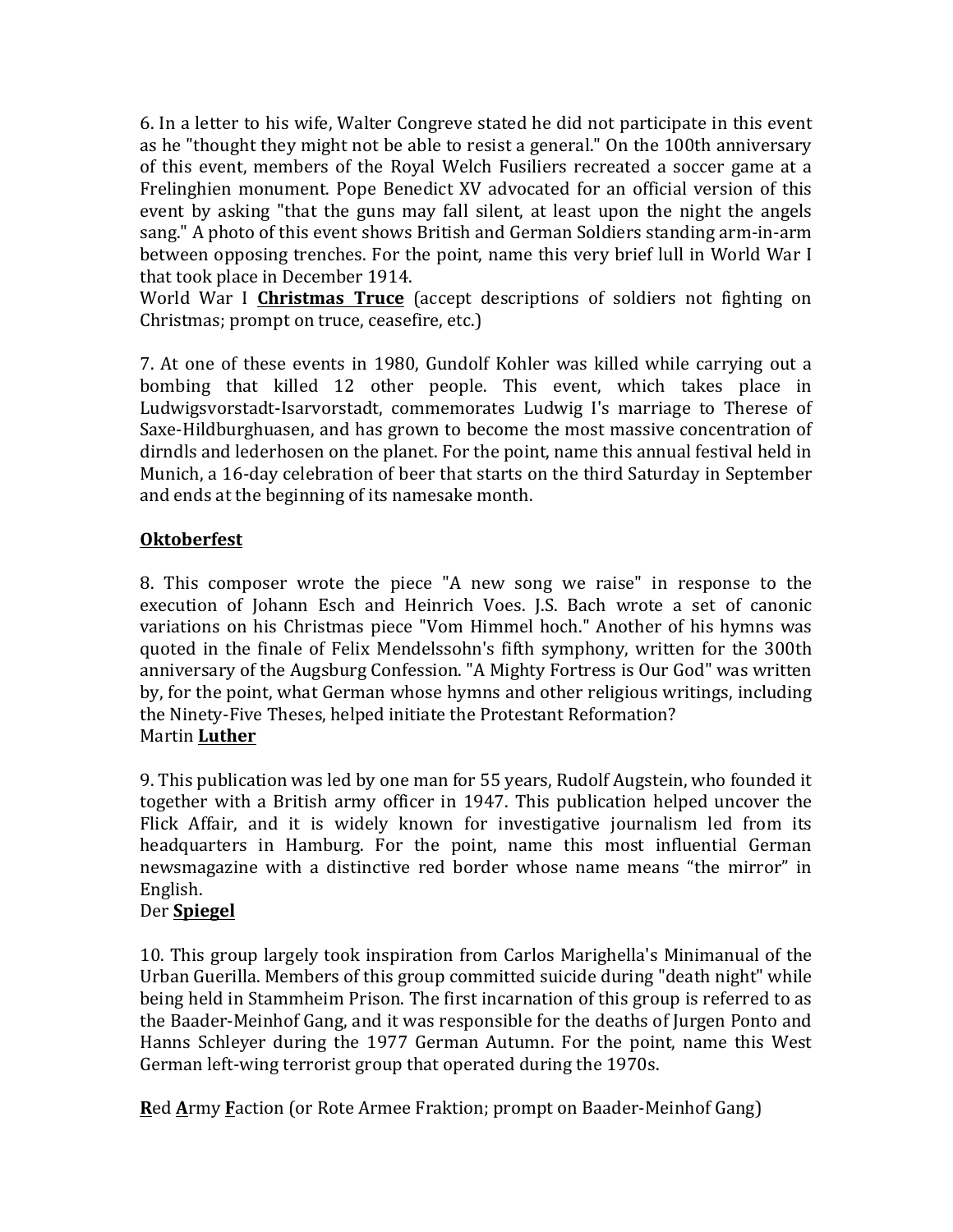6. In a letter to his wife, Walter Congreve stated he did not participate in this event as he "thought they might not be able to resist a general." On the 100th anniversary of this event, members of the Royal Welch Fusiliers recreated a soccer game at a Frelinghien monument. Pope Benedict XV advocated for an official version of this event by asking "that the guns may fall silent, at least upon the night the angels sang." A photo of this event shows British and German Soldiers standing arm-in-arm between opposing trenches. For the point, name this very brief lull in World War I that took place in December 1914.
World War I **Christmas Truce** (accept descriptions of soldiers not fighting on Christmas; prompt on truce, ceasefire, etc.)

7. At one of these events in 1980, Gundolf Kohler was killed while carrying out a bombing that killed 12 other people. This event, which takes place in Ludwigsvorstadt-Isarvorstadt, commemorates Ludwig I's marriage to Therese of Saxe-Hildburghuasen, and has grown to become the most massive concentration of dirndls and lederhosen on the planet. For the point, name this annual festival held in Munich, a 16-day celebration of beer that starts on the third Saturday in September and ends at the beginning of its namesake month.

**Oktoberfest**

8. This composer wrote the piece "A new song we raise" in response to the execution of Johann Esch and Heinrich Voes. J.S. Bach wrote a set of canonic variations on his Christmas piece "Vom Himmel hoch." Another of his hymns was quoted in the finale of Felix Mendelssohn's fifth symphony, written for the 300th anniversary of the Augsburg Confession. "A Mighty Fortress is Our God" was written by, for the point, what German whose hymns and other religious writings, including the Ninety-Five Theses, helped initiate the Protestant Reformation?
Martin **Luther**

9. This publication was led by one man for 55 years, Rudolf Augstein, who founded it together with a British army officer in 1947. This publication helped uncover the Flick Affair, and it is widely known for investigative journalism led from its headquarters in Hamburg. For the point, name this most influential German newsmagazine with a distinctive red border whose name means "the mirror" in English.
Der **Spiegel**

10. This group largely took inspiration from Carlos Marighella's Minimanual of the Urban Guerilla. Members of this group committed suicide during "death night" while being held in Stammheim Prison. The first incarnation of this group is referred to as the Baader-Meinhof Gang, and it was responsible for the deaths of Jurgen Ponto and Hanns Schleyer during the 1977 German Autumn. For the point, name this West German left-wing terrorist group that operated during the 1970s.

**R**ed **A**rmy **F**action (or Rote Armee Fraktion; prompt on Baader-Meinhof Gang)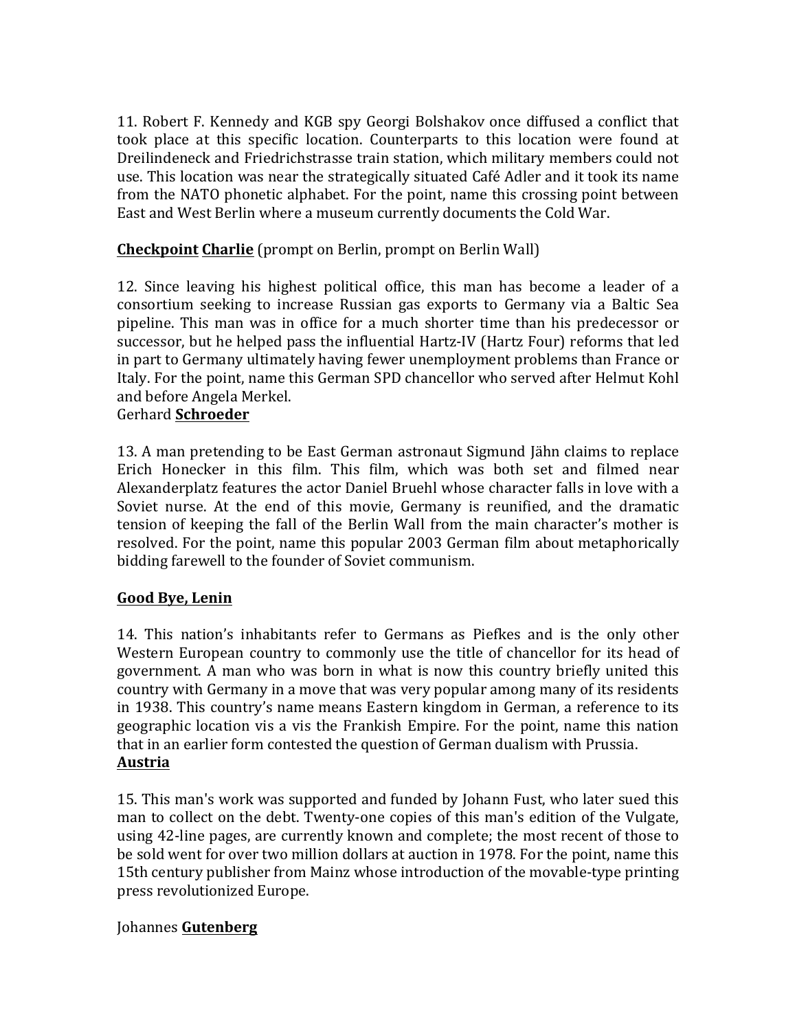11. Robert F. Kennedy and KGB spy Georgi Bolshakov once diffused a conflict that took place at this specific location. Counterparts to this location were found at Dreilindeneck and Friedrichstrasse train station, which military members could not use. This location was near the strategically situated Café Adler and it took its name from the NATO phonetic alphabet. For the point, name this crossing point between East and West Berlin where a museum currently documents the Cold War.

**Checkpoint Charlie** (prompt on Berlin, prompt on Berlin Wall)

12. Since leaving his highest political office, this man has become a leader of a consortium seeking to increase Russian gas exports to Germany via a Baltic Sea pipeline. This man was in office for a much shorter time than his predecessor or successor, but he helped pass the influential Hartz-IV (Hartz Four) reforms that led in part to Germany ultimately having fewer unemployment problems than France or Italy. For the point, name this German SPD chancellor who served after Helmut Kohl and before Angela Merkel.
Gerhard **Schroeder**

13. A man pretending to be East German astronaut Sigmund Jähn claims to replace Erich Honecker in this film. This film, which was both set and filmed near Alexanderplatz features the actor Daniel Bruehl whose character falls in love with a Soviet nurse. At the end of this movie, Germany is reunified, and the dramatic tension of keeping the fall of the Berlin Wall from the main character's mother is resolved. For the point, name this popular 2003 German film about metaphorically bidding farewell to the founder of Soviet communism.

**Good Bye, Lenin**

14. This nation's inhabitants refer to Germans as Piefkes and is the only other Western European country to commonly use the title of chancellor for its head of government. A man who was born in what is now this country briefly united this country with Germany in a move that was very popular among many of its residents in 1938. This country's name means Eastern kingdom in German, a reference to its geographic location vis a vis the Frankish Empire. For the point, name this nation that in an earlier form contested the question of German dualism with Prussia.
**Austria**

15. This man's work was supported and funded by Johann Fust, who later sued this man to collect on the debt. Twenty-one copies of this man's edition of the Vulgate, using 42-line pages, are currently known and complete; the most recent of those to be sold went for over two million dollars at auction in 1978. For the point, name this 15th century publisher from Mainz whose introduction of the movable-type printing press revolutionized Europe.

Johannes **Gutenberg**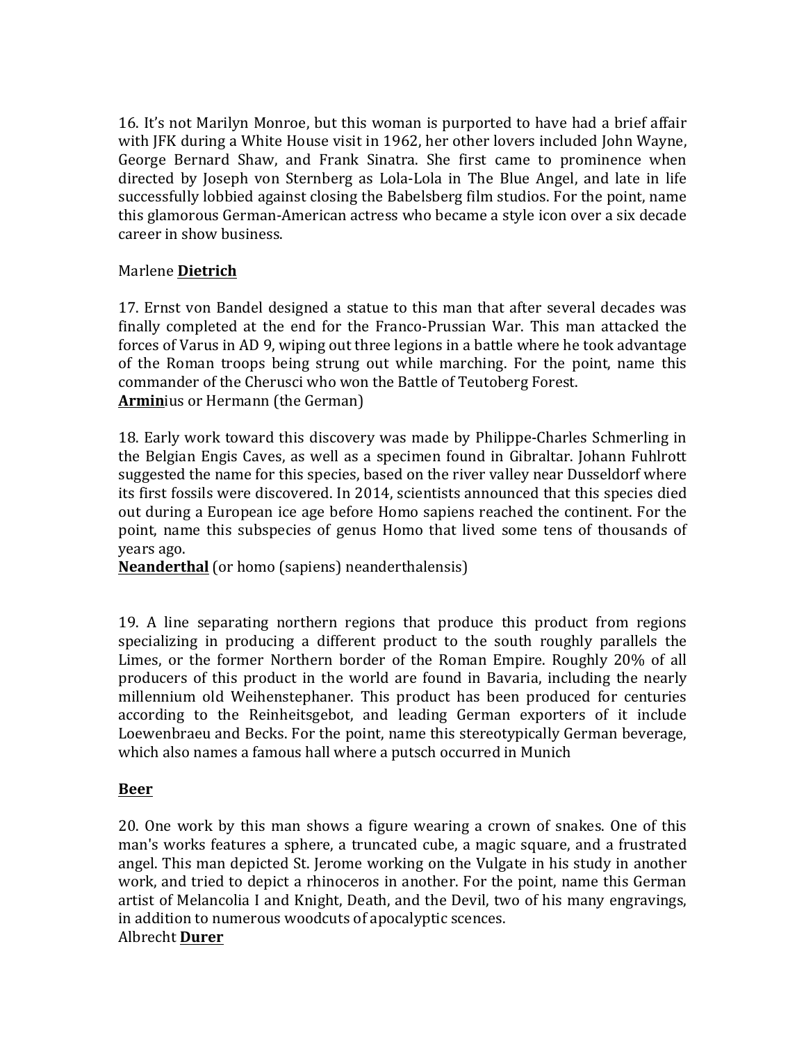16. It's not Marilyn Monroe, but this woman is purported to have had a brief affair with JFK during a White House visit in 1962, her other lovers included John Wayne, George Bernard Shaw, and Frank Sinatra. She first came to prominence when directed by Joseph von Sternberg as Lola-Lola in The Blue Angel, and late in life successfully lobbied against closing the Babelsberg film studios. For the point, name this glamorous German-American actress who became a style icon over a six decade career in show business.

Marlene **Dietrich**

17. Ernst von Bandel designed a statue to this man that after several decades was finally completed at the end for the Franco-Prussian War. This man attacked the forces of Varus in AD 9, wiping out three legions in a battle where he took advantage of the Roman troops being strung out while marching. For the point, name this commander of the Cherusci who won the Battle of Teutoberg Forest.
**Armin**ius or Hermann (the German)

18. Early work toward this discovery was made by Philippe-Charles Schmerling in the Belgian Engis Caves, as well as a specimen found in Gibraltar. Johann Fuhlrott suggested the name for this species, based on the river valley near Dusseldorf where its first fossils were discovered. In 2014, scientists announced that this species died out during a European ice age before Homo sapiens reached the continent. For the point, name this subspecies of genus Homo that lived some tens of thousands of years ago.
**Neanderthal** (or homo (sapiens) neanderthalensis)

19. A line separating northern regions that produce this product from regions specializing in producing a different product to the south roughly parallels the Limes, or the former Northern border of the Roman Empire. Roughly 20% of all producers of this product in the world are found in Bavaria, including the nearly millennium old Weihenstephaner. This product has been produced for centuries according to the Reinheitsgebot, and leading German exporters of it include Loewenbraeu and Becks. For the point, name this stereotypically German beverage, which also names a famous hall where a putsch occurred in Munich

**Beer**

20. One work by this man shows a figure wearing a crown of snakes. One of this man's works features a sphere, a truncated cube, a magic square, and a frustrated angel. This man depicted St. Jerome working on the Vulgate in his study in another work, and tried to depict a rhinoceros in another. For the point, name this German artist of Melancolia I and Knight, Death, and the Devil, two of his many engravings, in addition to numerous woodcuts of apocalyptic scences.
Albrecht **Durer**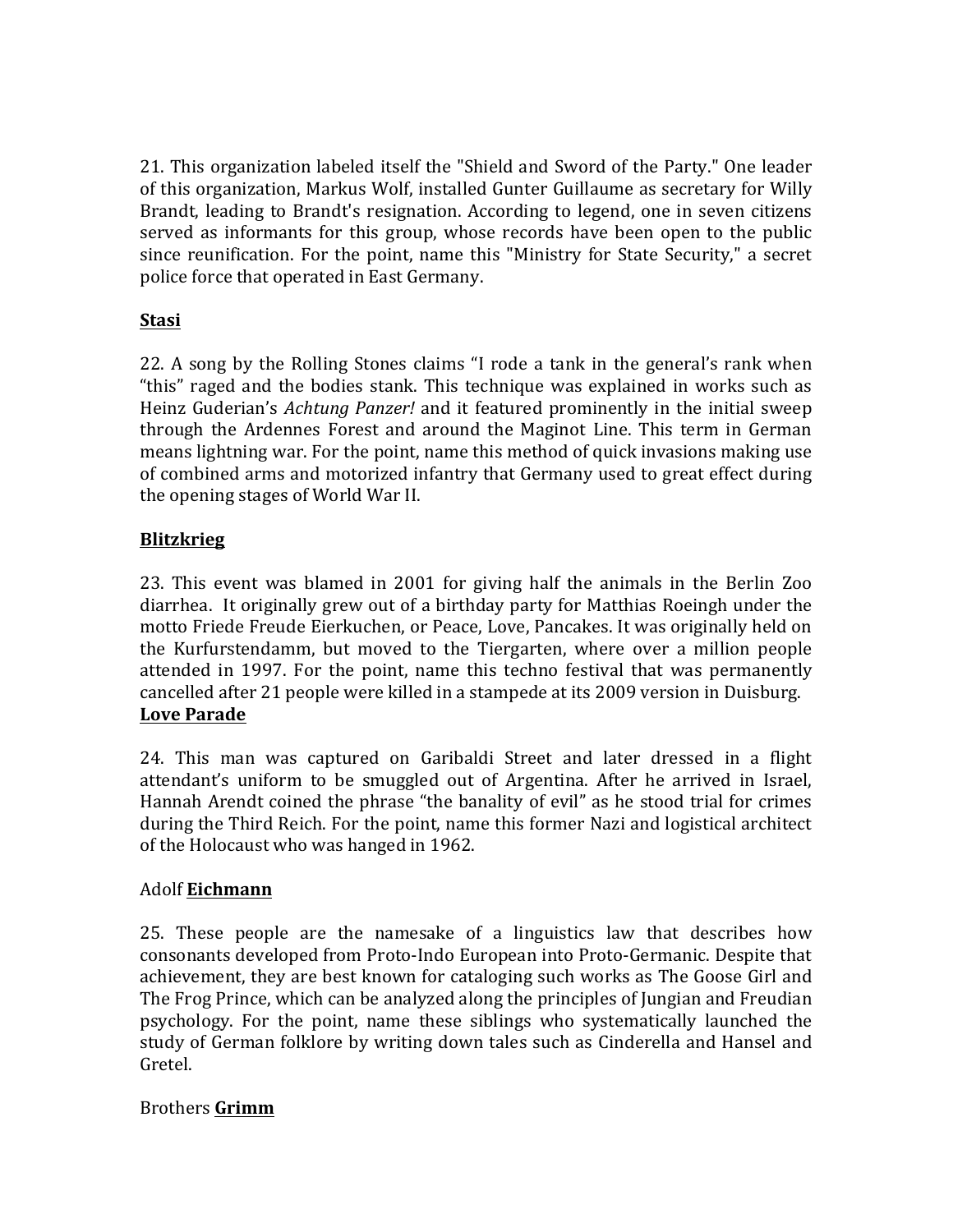21. This organization labeled itself the "Shield and Sword of the Party." One leader of this organization, Markus Wolf, installed Gunter Guillaume as secretary for Willy Brandt, leading to Brandt's resignation. According to legend, one in seven citizens served as informants for this group, whose records have been open to the public since reunification. For the point, name this "Ministry for State Security," a secret police force that operated in East Germany.

**Stasi**

22. A song by the Rolling Stones claims "I rode a tank in the general's rank when "this" raged and the bodies stank. This technique was explained in works such as Heinz Guderian's *Achtung Panzer!* and it featured prominently in the initial sweep through the Ardennes Forest and around the Maginot Line. This term in German means lightning war. For the point, name this method of quick invasions making use of combined arms and motorized infantry that Germany used to great effect during the opening stages of World War II.

**Blitzkrieg**

23. This event was blamed in 2001 for giving half the animals in the Berlin Zoo diarrhea. It originally grew out of a birthday party for Matthias Roeingh under the motto Friede Freude Eierkuchen, or Peace, Love, Pancakes. It was originally held on the Kurfurstendamm, but moved to the Tiergarten, where over a million people attended in 1997. For the point, name this techno festival that was permanently cancelled after 21 people were killed in a stampede at its 2009 version in Duisburg.

**Love Parade**

24. This man was captured on Garibaldi Street and later dressed in a flight attendant's uniform to be smuggled out of Argentina. After he arrived in Israel, Hannah Arendt coined the phrase "the banality of evil" as he stood trial for crimes during the Third Reich. For the point, name this former Nazi and logistical architect of the Holocaust who was hanged in 1962.

Adolf **Eichmann**

25. These people are the namesake of a linguistics law that describes how consonants developed from Proto-Indo European into Proto-Germanic. Despite that achievement, they are best known for cataloging such works as The Goose Girl and The Frog Prince, which can be analyzed along the principles of Jungian and Freudian psychology. For the point, name these siblings who systematically launched the study of German folklore by writing down tales such as Cinderella and Hansel and Gretel.

Brothers **Grimm**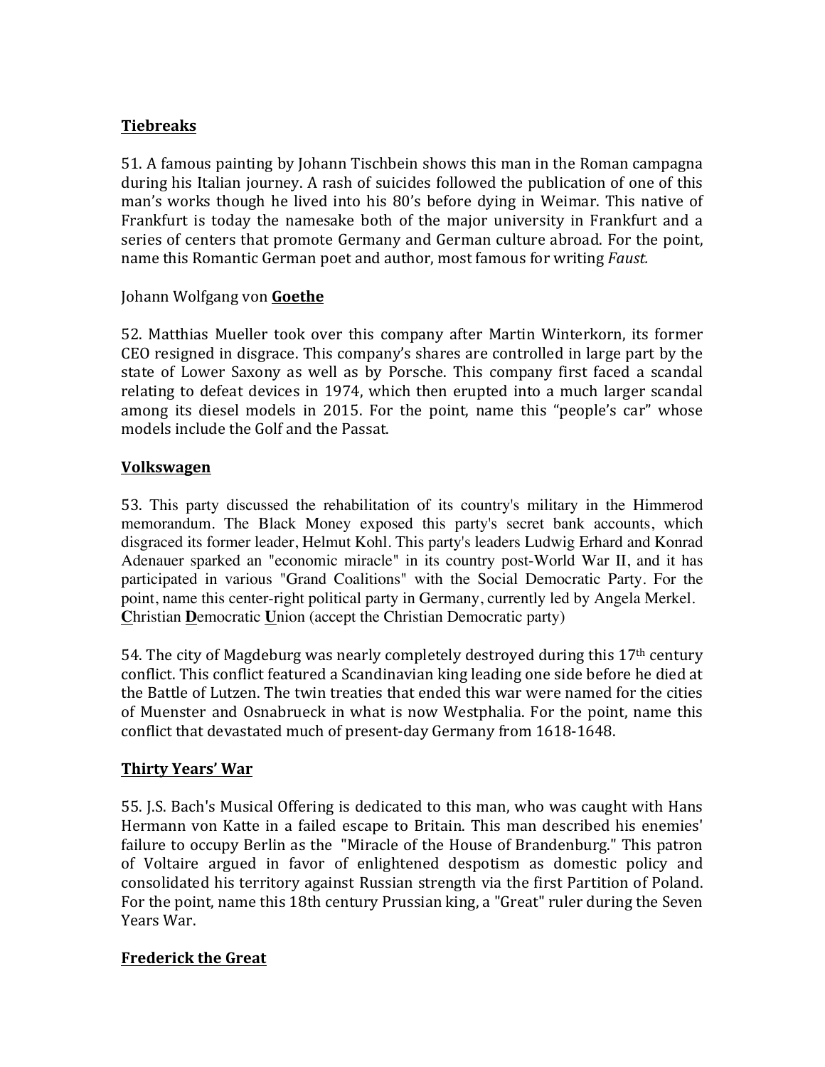## Tiebreaks

51. A famous painting by Johann Tischbein shows this man in the Roman campagna during his Italian journey. A rash of suicides followed the publication of one of this man's works though he lived into his 80's before dying in Weimar. This native of Frankfurt is today the namesake both of the major university in Frankfurt and a series of centers that promote Germany and German culture abroad. For the point, name this Romantic German poet and author, most famous for writing *Faust.*

Johann Wolfgang von **Goethe**

52. Matthias Mueller took over this company after Martin Winterkorn, its former CEO resigned in disgrace. This company's shares are controlled in large part by the state of Lower Saxony as well as by Porsche. This company first faced a scandal relating to defeat devices in 1974, which then erupted into a much larger scandal among its diesel models in 2015. For the point, name this "people's car" whose models include the Golf and the Passat.

**Volkswagen**

53. This party discussed the rehabilitation of its country's military in the Himmerod memorandum. The Black Money exposed this party's secret bank accounts, which disgraced its former leader, Helmut Kohl. This party's leaders Ludwig Erhard and Konrad Adenauer sparked an "economic miracle" in its country post-World War II, and it has participated in various "Grand Coalitions" with the Social Democratic Party. For the point, name this center-right political party in Germany, currently led by Angela Merkel.
**C**hristian **D**emocratic **U**nion (accept the Christian Democratic party)

54. The city of Magdeburg was nearly completely destroyed during this 17th century conflict. This conflict featured a Scandinavian king leading one side before he died at the Battle of Lutzen. The twin treaties that ended this war were named for the cities of Muenster and Osnabrueck in what is now Westphalia. For the point, name this conflict that devastated much of present-day Germany from 1618-1648.

**Thirty Years' War**

55. J.S. Bach's Musical Offering is dedicated to this man, who was caught with Hans Hermann von Katte in a failed escape to Britain. This man described his enemies' failure to occupy Berlin as the "Miracle of the House of Brandenburg." This patron of Voltaire argued in favor of enlightened despotism as domestic policy and consolidated his territory against Russian strength via the first Partition of Poland. For the point, name this 18th century Prussian king, a "Great" ruler during the Seven Years War.

**Frederick the Great**